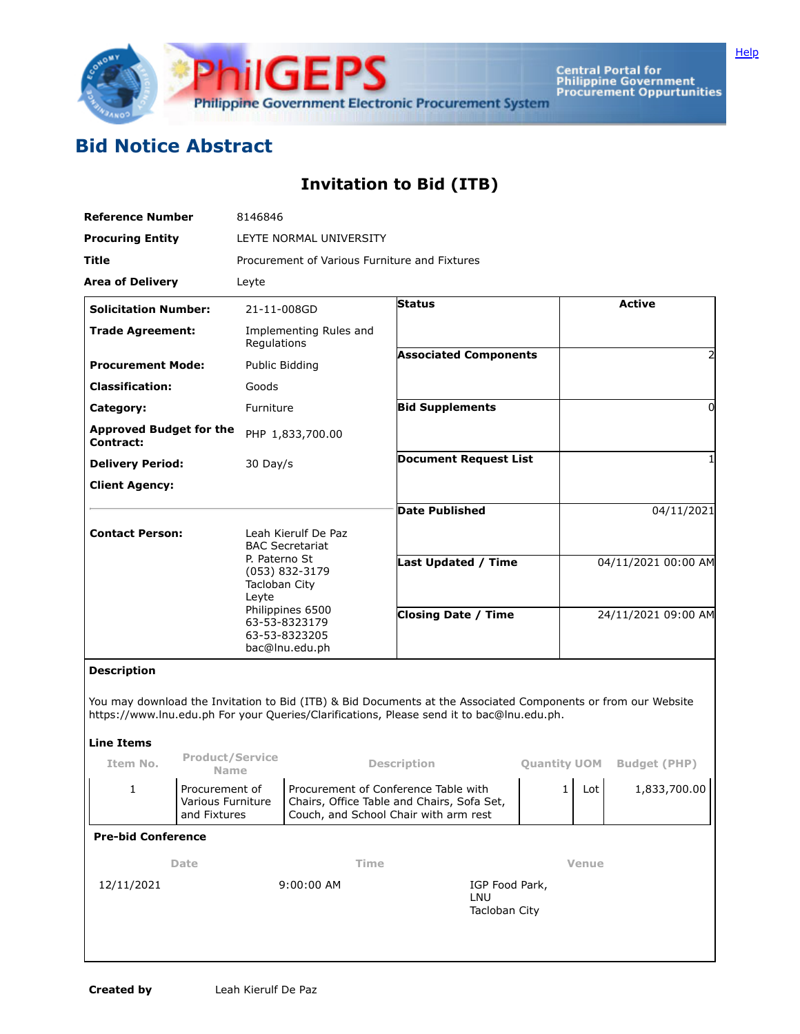# Bid Notice Abstract

## Invitation to Bid (ITB)

| | |
|---|---|
| **Reference Number** | 8146846 |
| **Procuring Entity** | LEYTE NORMAL UNIVERSITY |
| **Title** | Procurement of Various Furniture and Fixtures |
| **Area of Delivery** | Leyte |

| | |
|---|---|
| **Solicitation Number:** | 21-11-008GD |
| **Trade Agreement:** | Implementing Rules and Regulations |
| **Procurement Mode:** | Public Bidding |
| **Classification:** | Goods |
| **Category:** | Furniture |
| **Approved Budget for the Contract:** | PHP 1,833,700.00 |
| **Delivery Period:** | 30 Day/s |
| **Client Agency:** | |
| **Contact Person:** | Leah Kierulf De Paz<br>BAC Secretariat<br>P. Paterno St<br>(053) 832-3179<br>Tacloban City<br>Leyte<br>Philippines 6500<br>63-53-8323179<br>63-53-8323205<br>bac@lnu.edu.ph |

| | |
|---|---|
| **Status** | Active |
| **Associated Components** | 2 |
| **Bid Supplements** | 0 |
| **Document Request List** | 1 |
| **Date Published** | 04/11/2021 |
| **Last Updated / Time** | 04/11/2021 00:00 AM |
| **Closing Date / Time** | 24/11/2021 09:00 AM |

**Description**

You may download the Invitation to Bid (ITB) & Bid Documents at the Associated Components or from our Website https://www.lnu.edu.ph For your Queries/Clarifications, Please send it to bac@lnu.edu.ph.

**Line Items**

| Item No. | Product/Service Name | Description | Quantity | UOM | Budget (PHP) |
|---|---|---|---|---|---|
| 1 | Procurement of Various Furniture and Fixtures | Procurement of Conference Table with Chairs, Office Table and Chairs, Sofa Set, Couch, and School Chair with arm rest | 1 | Lot | 1,833,700.00 |

**Pre-bid Conference**

| Date | Time | Venue |
|---|---|---|
| 12/11/2021 | 9:00:00 AM | IGP Food Park, LNU Tacloban City |

**Created by** Leah Kierulf De Paz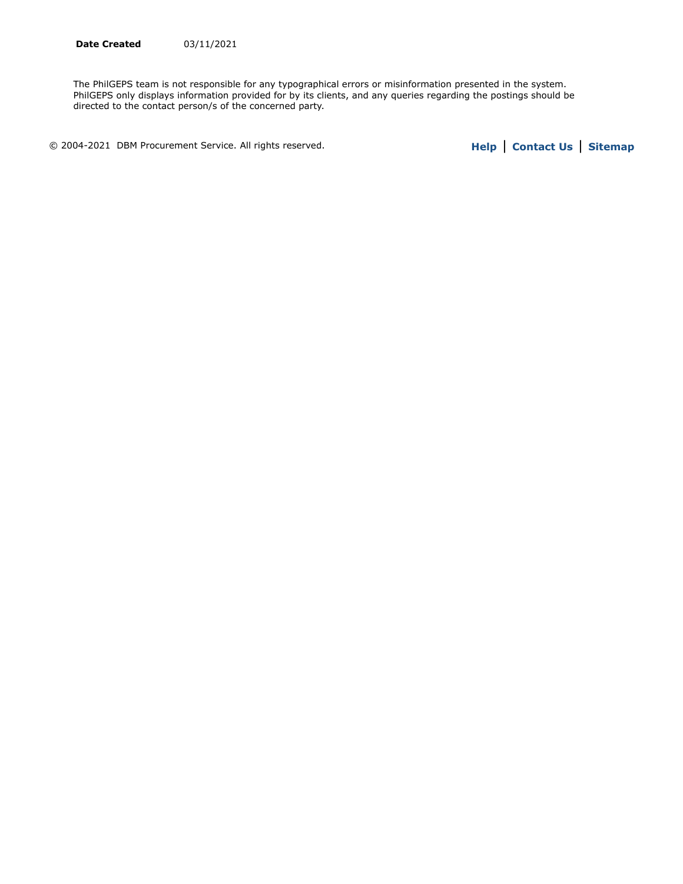| | |
|---|---|
| **Date Created** | 03/11/2021 |

The PhilGEPS team is not responsible for any typographical errors or misinformation presented in the system. PhilGEPS only displays information provided for by its clients, and any queries regarding the postings should be directed to the contact person/s of the concerned party.

© 2004-2021 DBM Procurement Service. All rights reserved.

**Help** | **Contact Us** | **Sitemap**